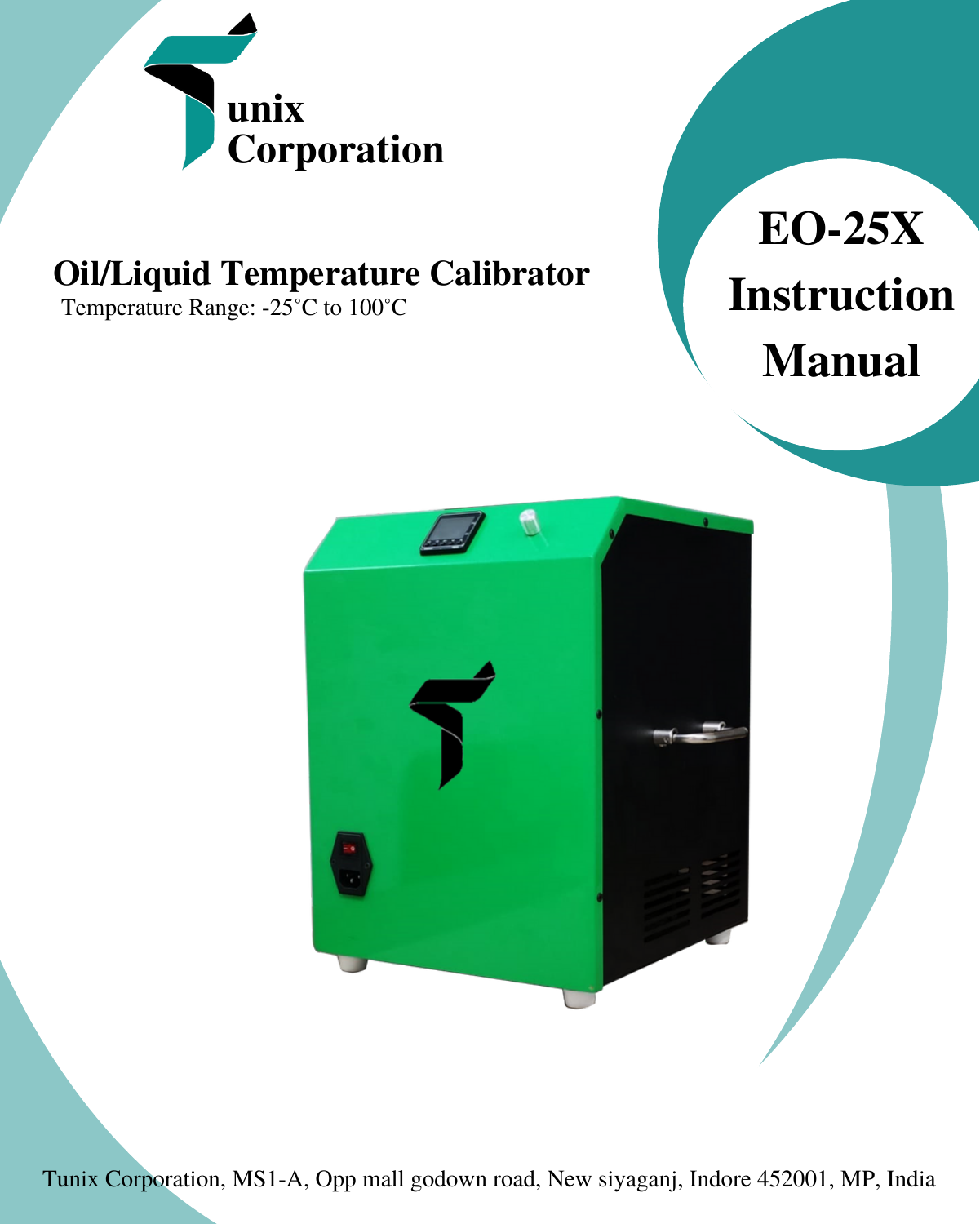unix Corporation

# EO-25X Instruction Manual

## Oil/Liquid Temperature Calibrator

Temperature Range: -25˚C to 100˚C

Tunix Corporation, MS1-A, Opp mall godown road, New siyaganj, Indore 452001, MP, India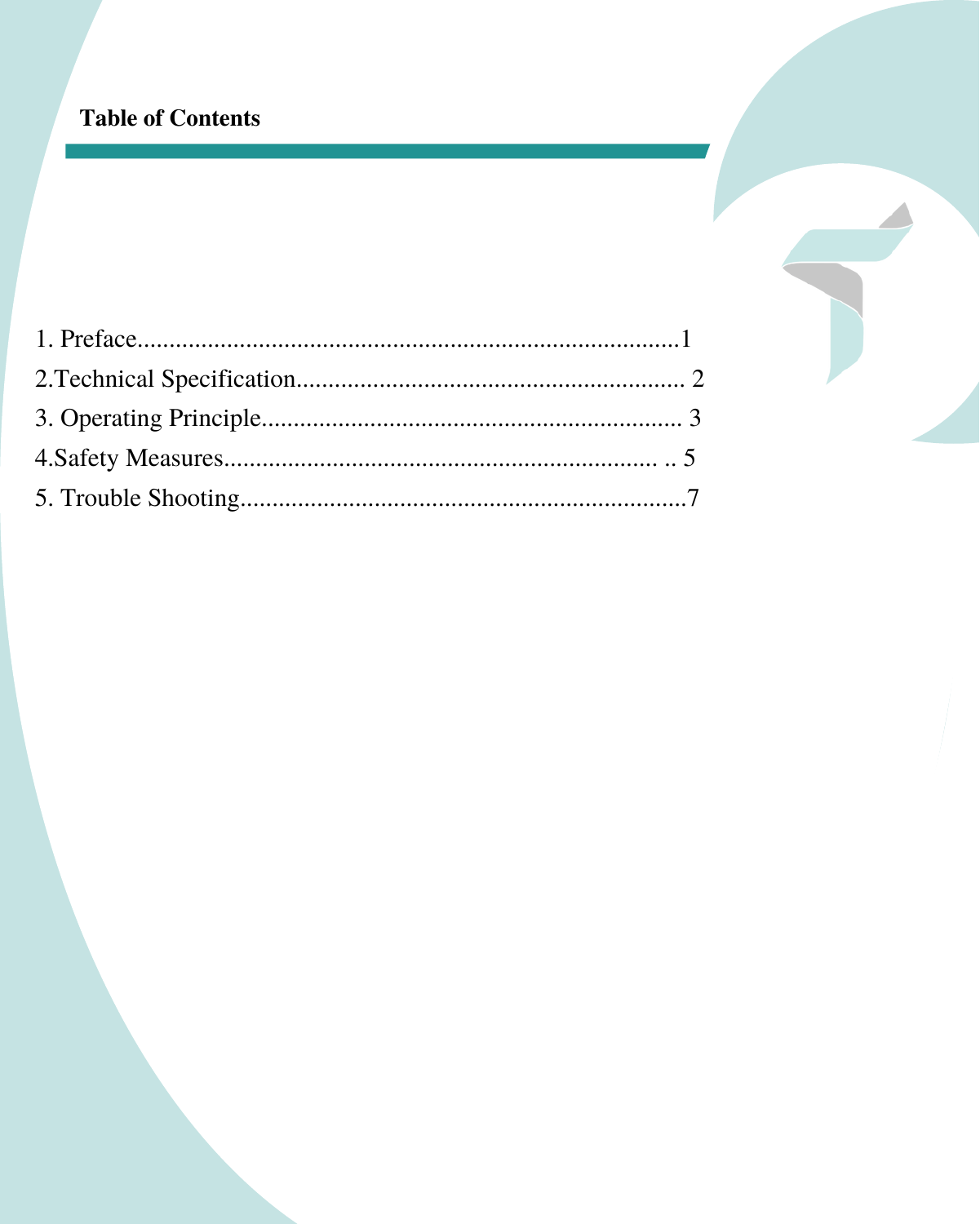**Table of Contents**

1. Preface......................................................................................1
2.Technical Specification............................................................. 2
3. Operating Principle.................................................................. 3
4.Safety Measures..................................................................... .. 5
5. Trouble Shooting......................................................................7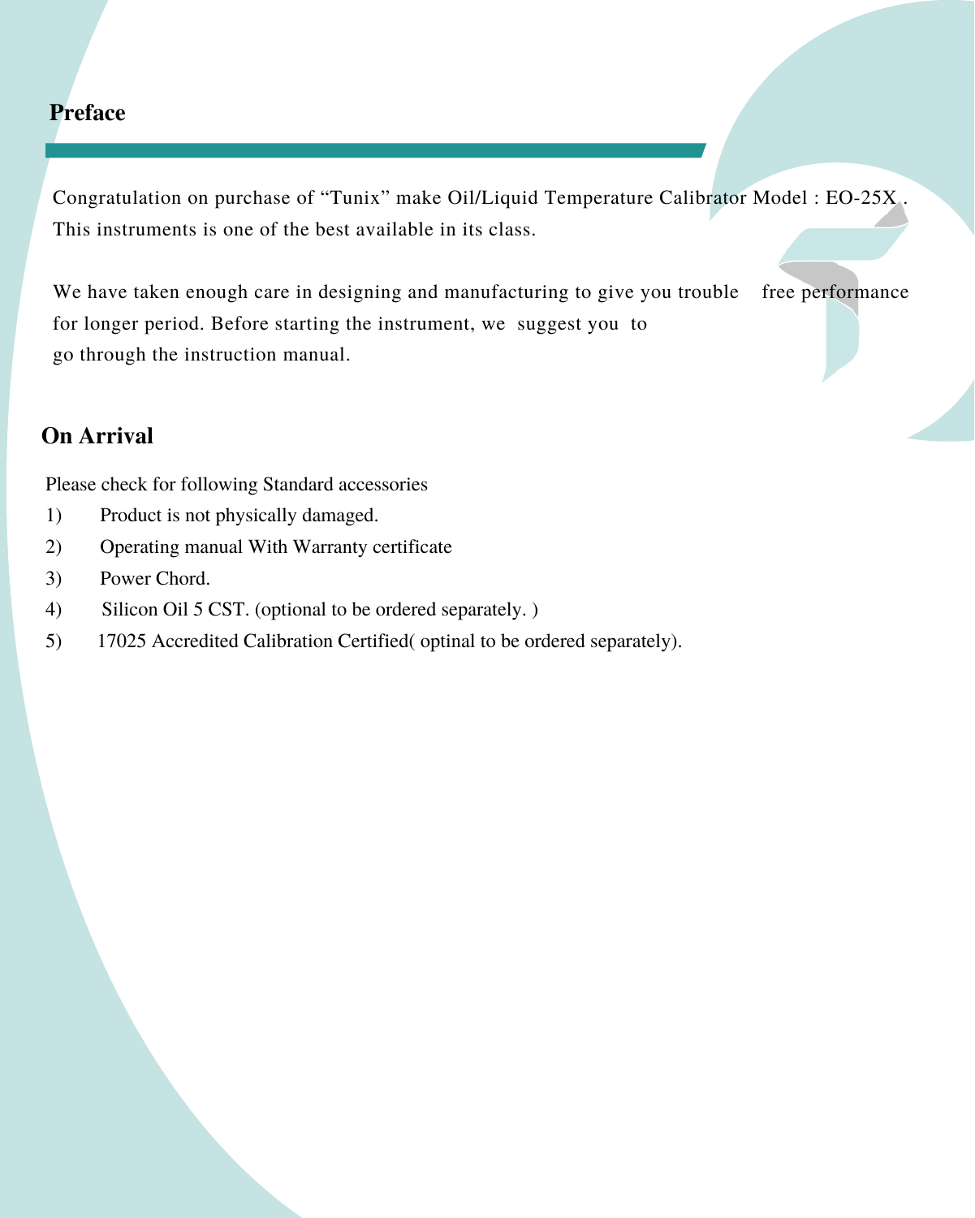## Preface

Congratulation on purchase of "Tunix" make Oil/Liquid Temperature Calibrator Model : EO-25X . This instruments is one of the best available in its class.

We have taken enough care in designing and manufacturing to give you trouble free performance for longer period. Before starting the instrument, we suggest you to go through the instruction manual.

## On Arrival

Please check for following Standard accessories

1) Product is not physically damaged.
2) Operating manual With Warranty certificate
3) Power Chord.
4) Silicon Oil 5 CST. (optional to be ordered separately. )
5) 17025 Accredited Calibration Certified( optinal to be ordered separately).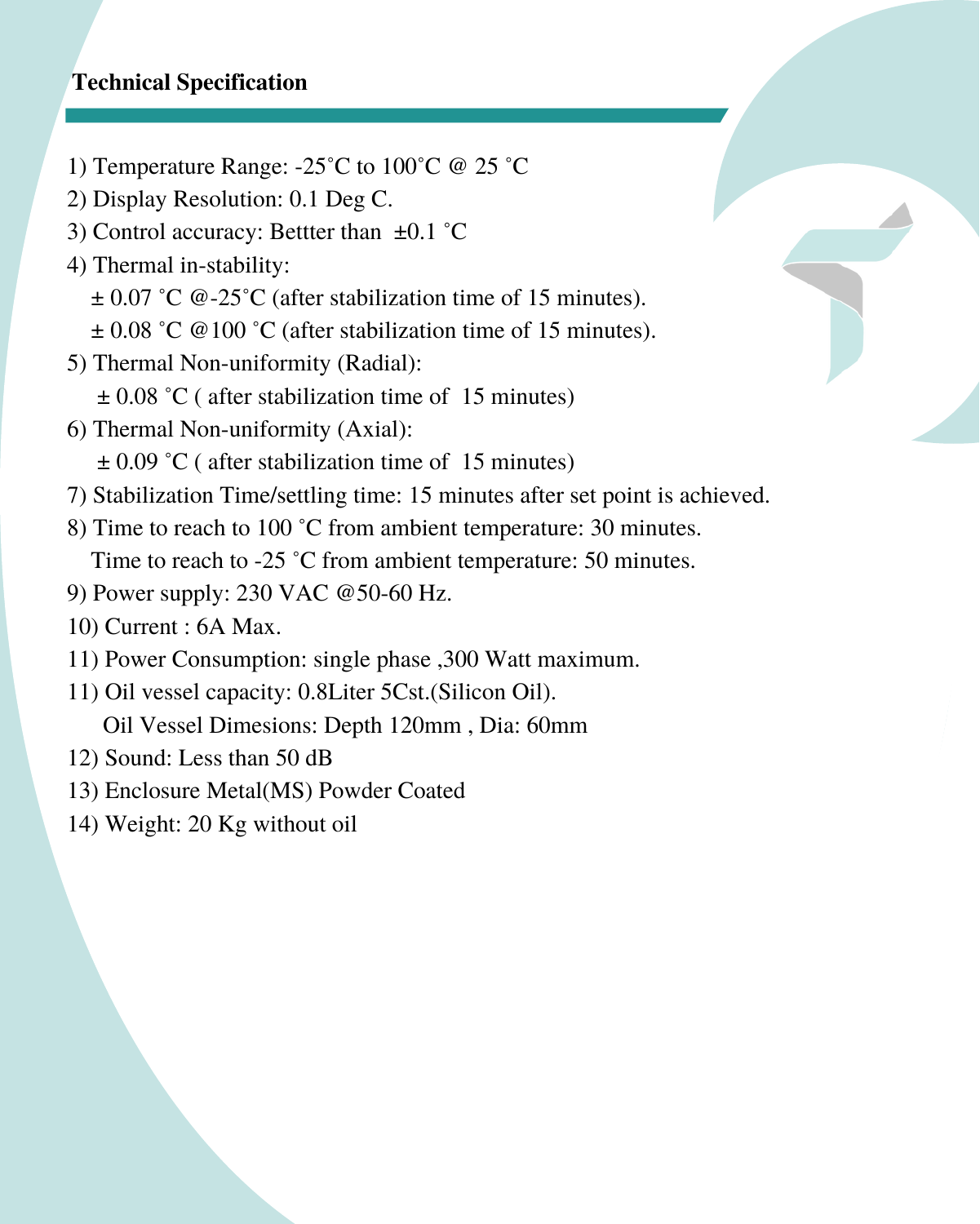## Technical Specification

1) Temperature Range: -25˚C to 100˚C @ 25 ˚C
2) Display Resolution: 0.1 Deg C.
3) Control accuracy: Bettter than ±0.1 ˚C
4) Thermal in-stability:
   ± 0.07 ˚C @-25˚C (after stabilization time of 15 minutes).
   ± 0.08 ˚C @100 ˚C (after stabilization time of 15 minutes).
5) Thermal Non-uniformity (Radial):
   ± 0.08 ˚C ( after stabilization time of 15 minutes)
6) Thermal Non-uniformity (Axial):
   ± 0.09 ˚C ( after stabilization time of 15 minutes)
7) Stabilization Time/settling time: 15 minutes after set point is achieved.
8) Time to reach to 100 ˚C from ambient temperature: 30 minutes.
   Time to reach to -25 ˚C from ambient temperature: 50 minutes.
9) Power supply: 230 VAC @50-60 Hz.
10) Current : 6A Max.
11) Power Consumption: single phase ,300 Watt maximum.
11) Oil vessel capacity: 0.8Liter 5Cst.(Silicon Oil).
    Oil Vessel Dimesions: Depth 120mm , Dia: 60mm
12) Sound: Less than 50 dB
13) Enclosure Metal(MS) Powder Coated
14) Weight: 20 Kg without oil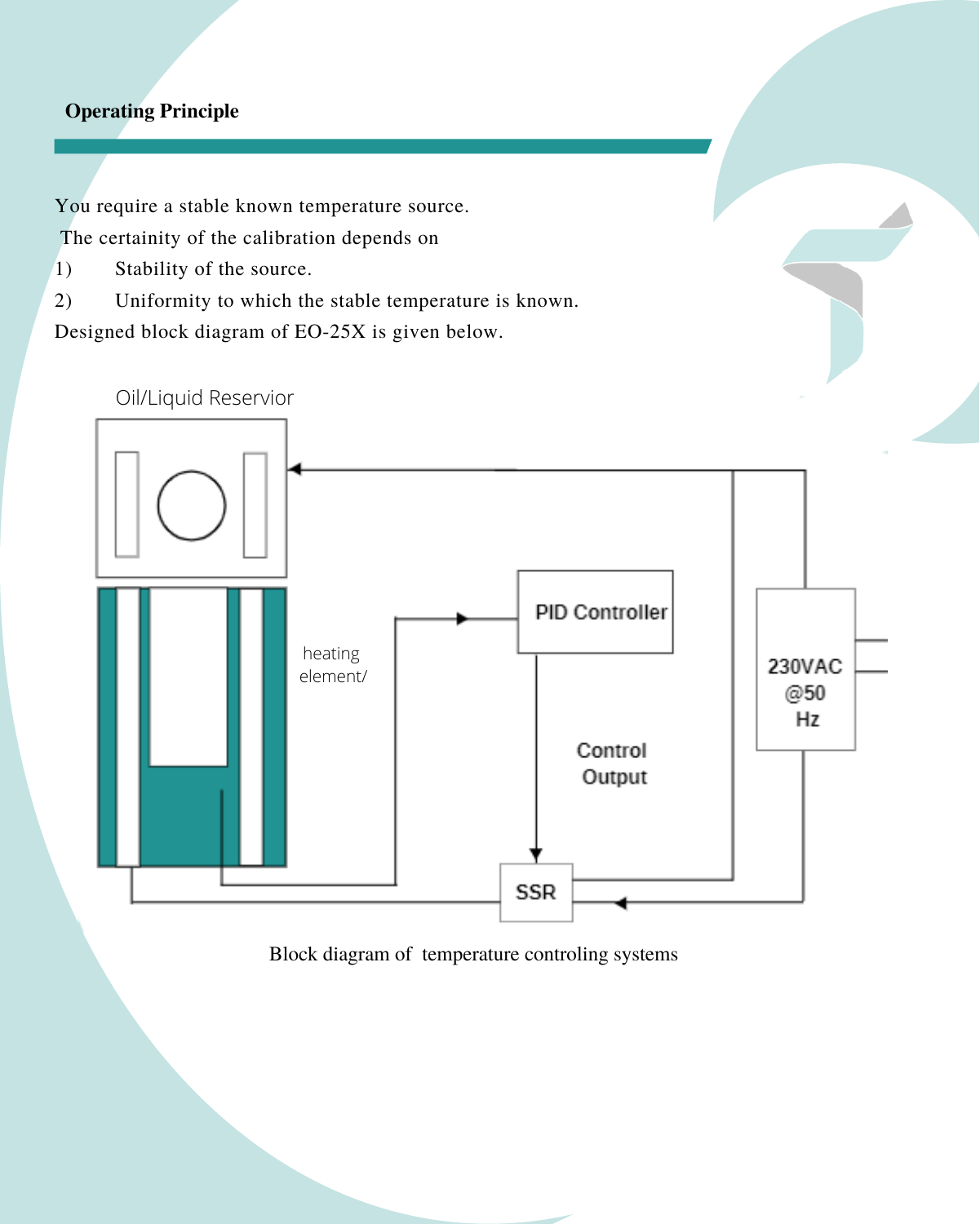## Operating Principle

You require a stable known temperature source.

The certainity of the calibration depends on

1) Stability of the source.
2) Uniformity to which the stable temperature is known.

Designed block diagram of EO-25X is given below.

Oil/Liquid Reservior

heating element/

PID Controller

Control Output

SSR

230VAC @50 Hz

Block diagram of temperature controling systems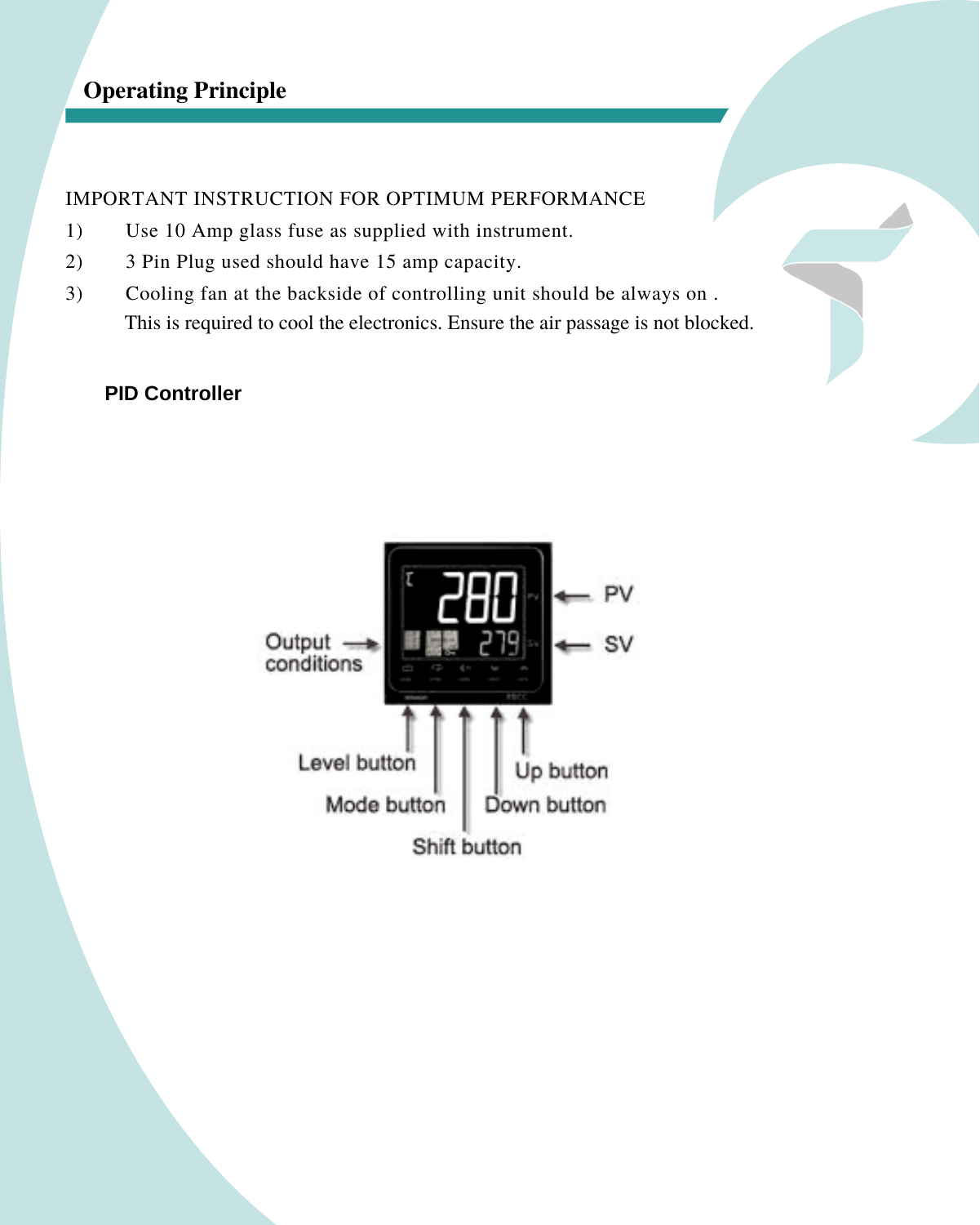## Operating Principle

IMPORTANT INSTRUCTION FOR OPTIMUM PERFORMANCE

1) Use 10 Amp glass fuse as supplied with instrument.
2) 3 Pin Plug used should have 15 amp capacity.
3) Cooling fan at the backside of controlling unit should be always on . This is required to cool the electronics. Ensure the air passage is not blocked.

**PID Controller**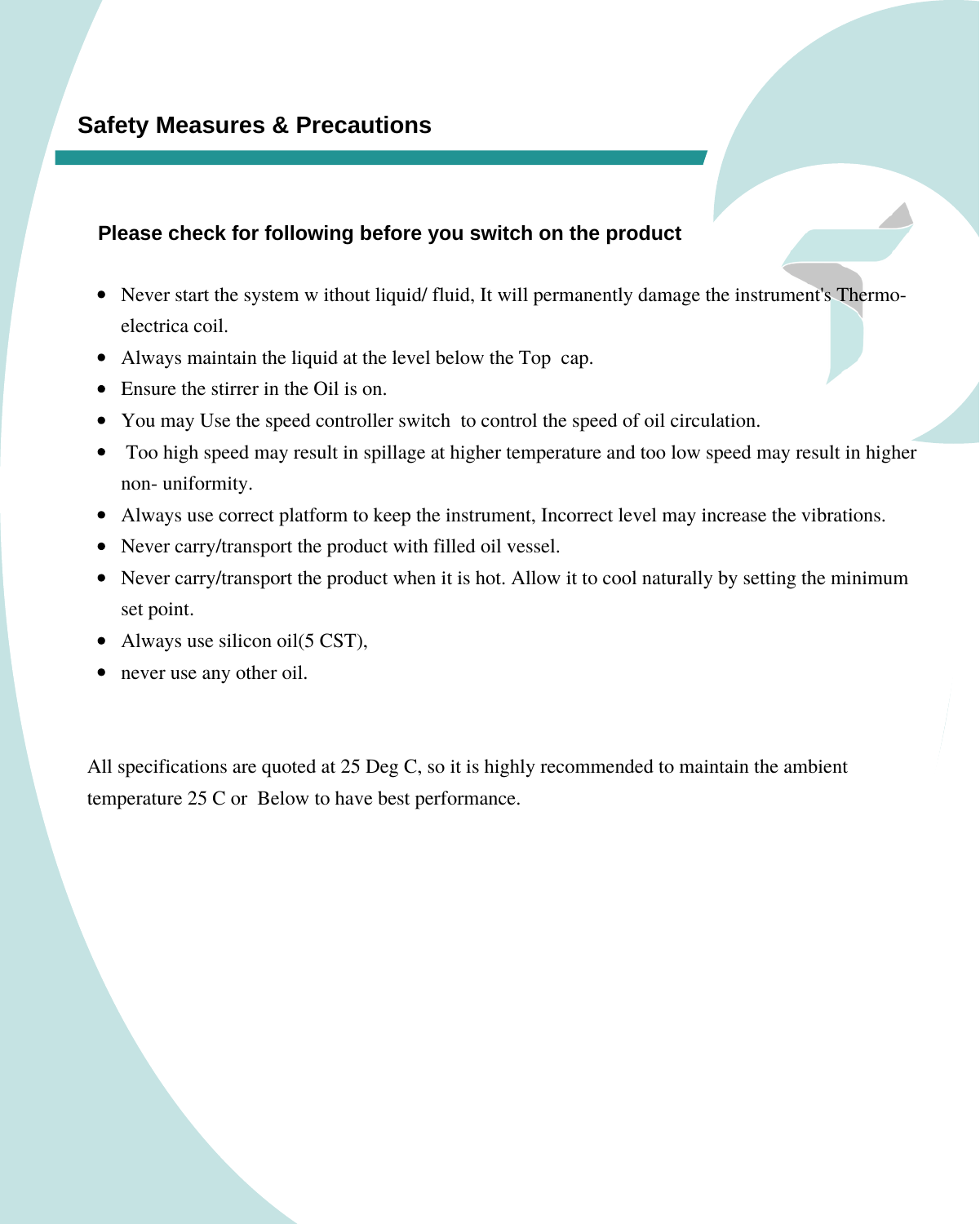## Safety Measures & Precautions

### Please check for following before you switch on the product

- Never start the system w ithout liquid/ fluid, It will permanently damage the instrument's Thermo-electrica coil.
- Always maintain the liquid at the level below the Top  cap.
- Ensure the stirrer in the Oil is on.
- You may Use the speed controller switch  to control the speed of oil circulation.
- Too high speed may result in spillage at higher temperature and too low speed may result in higher non- uniformity.
- Always use correct platform to keep the instrument, Incorrect level may increase the vibrations.
- Never carry/transport the product with filled oil vessel.
- Never carry/transport the product when it is hot. Allow it to cool naturally by setting the minimum set point.
- Always use silicon oil(5 CST),
- never use any other oil.

All specifications are quoted at 25 Deg C, so it is highly recommended to maintain the ambient temperature 25 C or  Below to have best performance.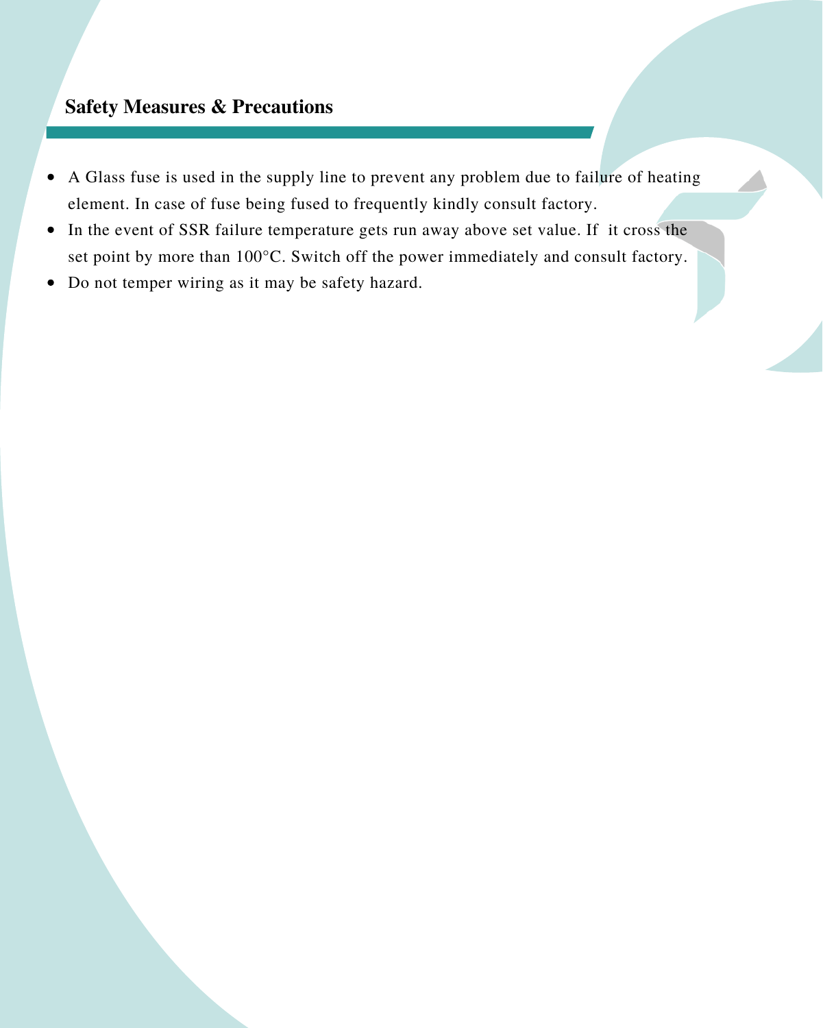## Safety Measures & Precautions

- A Glass fuse is used in the supply line to prevent any problem due to failure of heating element. In case of fuse being fused to frequently kindly consult factory.
- In the event of SSR failure temperature gets run away above set value. If it cross the set point by more than 100°C. Switch off the power immediately and consult factory.
- Do not temper wiring as it may be safety hazard.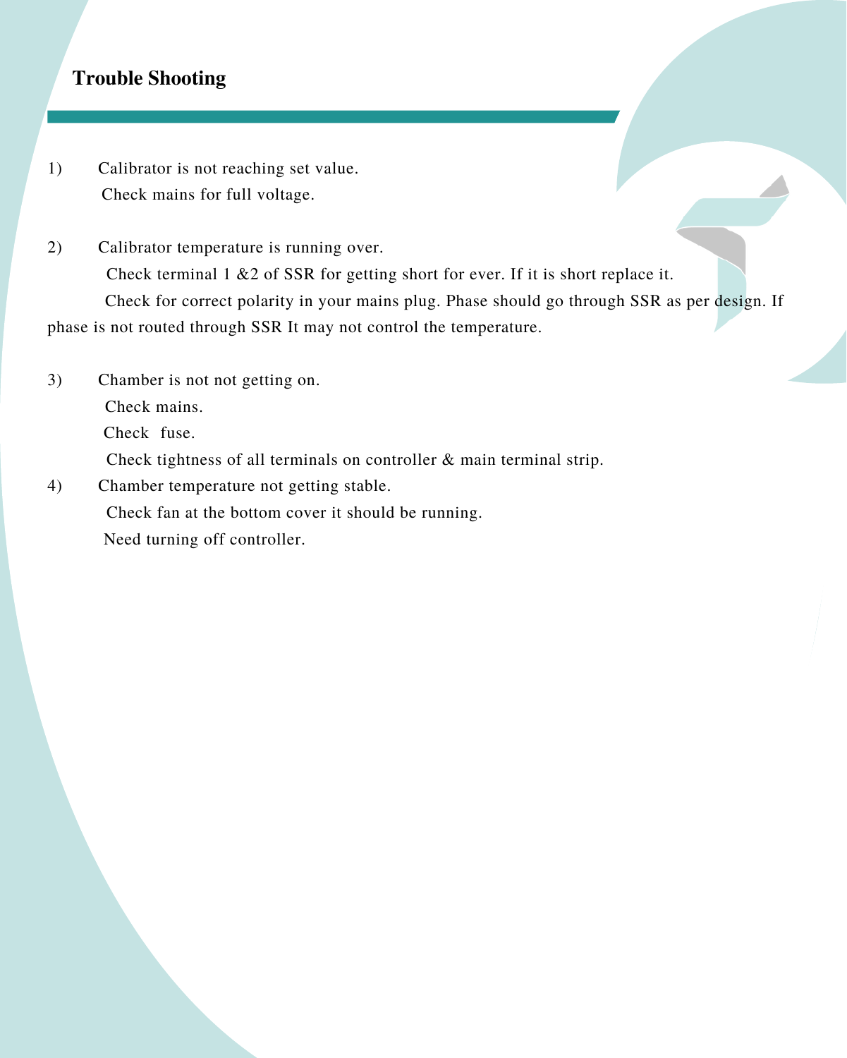## Trouble Shooting

1) Calibrator is not reaching set value.
   Check mains for full voltage.

2) Calibrator temperature is running over.
   Check terminal 1 &2 of SSR for getting short for ever. If it is short replace it.
   Check for correct polarity in your mains plug. Phase should go through SSR as per design. If phase is not routed through SSR It may not control the temperature.

3) Chamber is not not getting on.
   Check mains.
   Check fuse.
   Check tightness of all terminals on controller & main terminal strip.

4) Chamber temperature not getting stable.
   Check fan at the bottom cover it should be running.
   Need turning off controller.